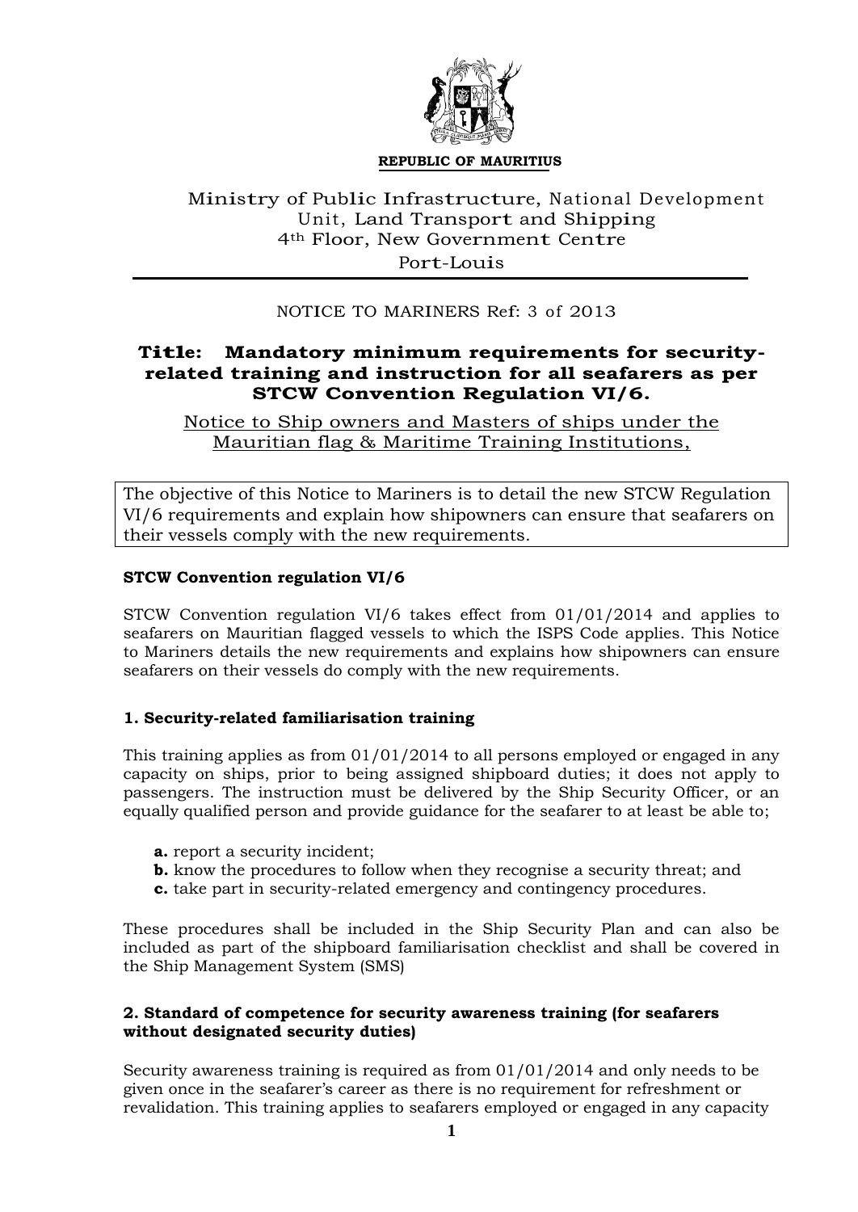**REPUBLIC OF MAURITIUS**

Ministry of Public Infrastructure, National Development Unit, Land Transport and Shipping
4th Floor, New Government Centre
Port-Louis

NOTICE TO MARINERS Ref: 3 of 2013

# Title: Mandatory minimum requirements for security-related training and instruction for all seafarers as per STCW Convention Regulation VI/6.

Notice to Ship owners and Masters of ships under the Mauritian flag & Maritime Training Institutions,

The objective of this Notice to Mariners is to detail the new STCW Regulation VI/6 requirements and explain how shipowners can ensure that seafarers on their vessels comply with the new requirements.

### STCW Convention regulation VI/6

STCW Convention regulation VI/6 takes effect from 01/01/2014 and applies to seafarers on Mauritian flagged vessels to which the ISPS Code applies. This Notice to Mariners details the new requirements and explains how shipowners can ensure seafarers on their vessels do comply with the new requirements.

### 1. Security-related familiarisation training

This training applies as from 01/01/2014 to all persons employed or engaged in any capacity on ships, prior to being assigned shipboard duties; it does not apply to passengers. The instruction must be delivered by the Ship Security Officer, or an equally qualified person and provide guidance for the seafarer to at least be able to;

- **a.** report a security incident;
- **b.** know the procedures to follow when they recognise a security threat; and
- **c.** take part in security-related emergency and contingency procedures.

These procedures shall be included in the Ship Security Plan and can also be included as part of the shipboard familiarisation checklist and shall be covered in the Ship Management System (SMS)

### 2. Standard of competence for security awareness training (for seafarers without designated security duties)

Security awareness training is required as from 01/01/2014 and only needs to be given once in the seafarer's career as there is no requirement for refreshment or revalidation. This training applies to seafarers employed or engaged in any capacity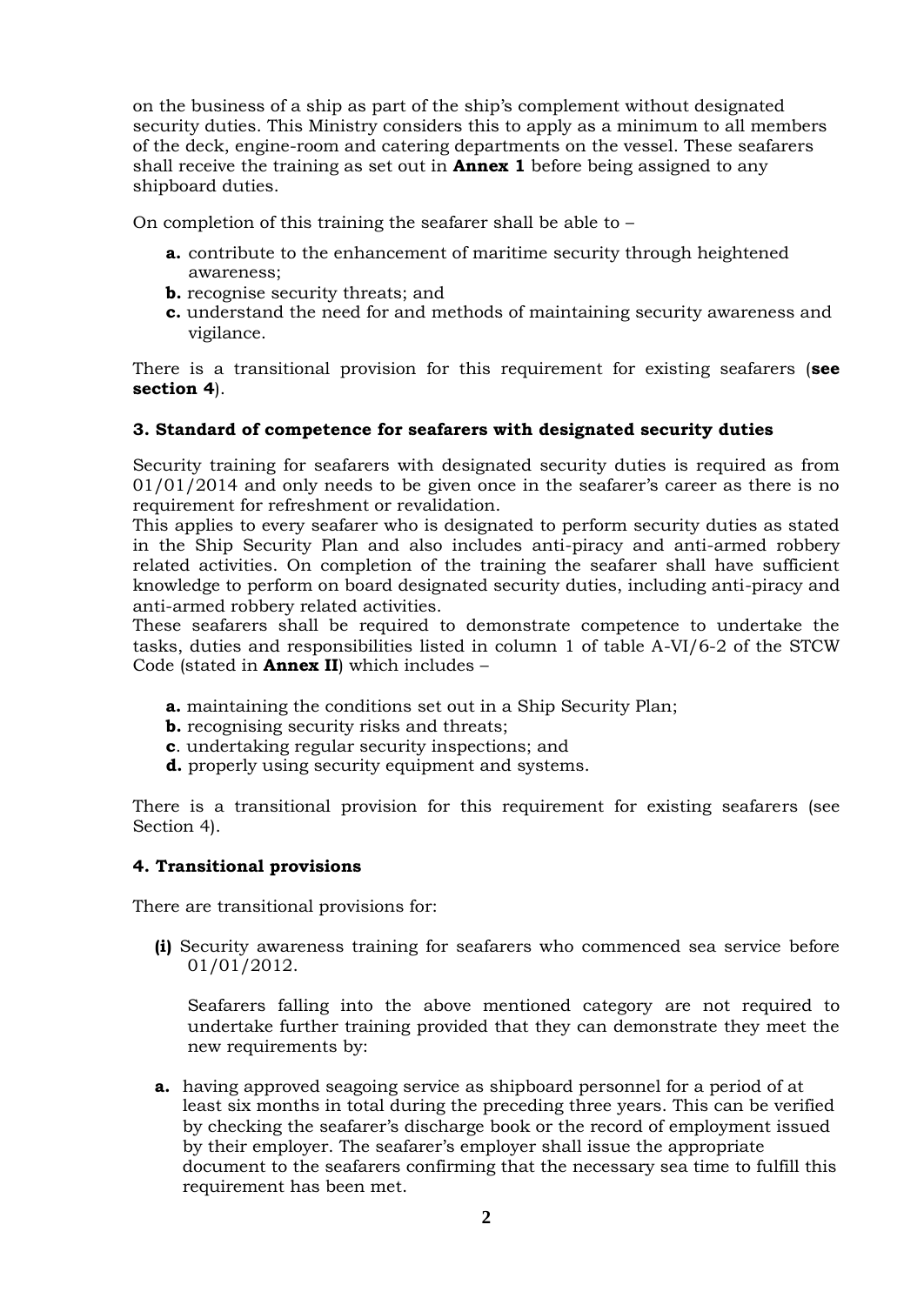on the business of a ship as part of the ship's complement without designated security duties. This Ministry considers this to apply as a minimum to all members of the deck, engine-room and catering departments on the vessel. These seafarers shall receive the training as set out in **Annex 1** before being assigned to any shipboard duties.

On completion of this training the seafarer shall be able to –

- **a.** contribute to the enhancement of maritime security through heightened awareness;
- **b.** recognise security threats; and
- **c.** understand the need for and methods of maintaining security awareness and vigilance.

There is a transitional provision for this requirement for existing seafarers (**see section 4**).

### 3. Standard of competence for seafarers with designated security duties

Security training for seafarers with designated security duties is required as from 01/01/2014 and only needs to be given once in the seafarer's career as there is no requirement for refreshment or revalidation.

This applies to every seafarer who is designated to perform security duties as stated in the Ship Security Plan and also includes anti-piracy and anti-armed robbery related activities. On completion of the training the seafarer shall have sufficient knowledge to perform on board designated security duties, including anti-piracy and anti-armed robbery related activities.

These seafarers shall be required to demonstrate competence to undertake the tasks, duties and responsibilities listed in column 1 of table A-VI/6-2 of the STCW Code (stated in **Annex II**) which includes –

- **a.** maintaining the conditions set out in a Ship Security Plan;
- **b.** recognising security risks and threats;
- **c**. undertaking regular security inspections; and
- **d.** properly using security equipment and systems.

There is a transitional provision for this requirement for existing seafarers (see Section 4).

### 4. Transitional provisions

There are transitional provisions for:

**(i)** Security awareness training for seafarers who commenced sea service before 01/01/2012.

Seafarers falling into the above mentioned category are not required to undertake further training provided that they can demonstrate they meet the new requirements by:

- **a.** having approved seagoing service as shipboard personnel for a period of at least six months in total during the preceding three years. This can be verified by checking the seafarer's discharge book or the record of employment issued by their employer. The seafarer's employer shall issue the appropriate document to the seafarers confirming that the necessary sea time to fulfill this requirement has been met.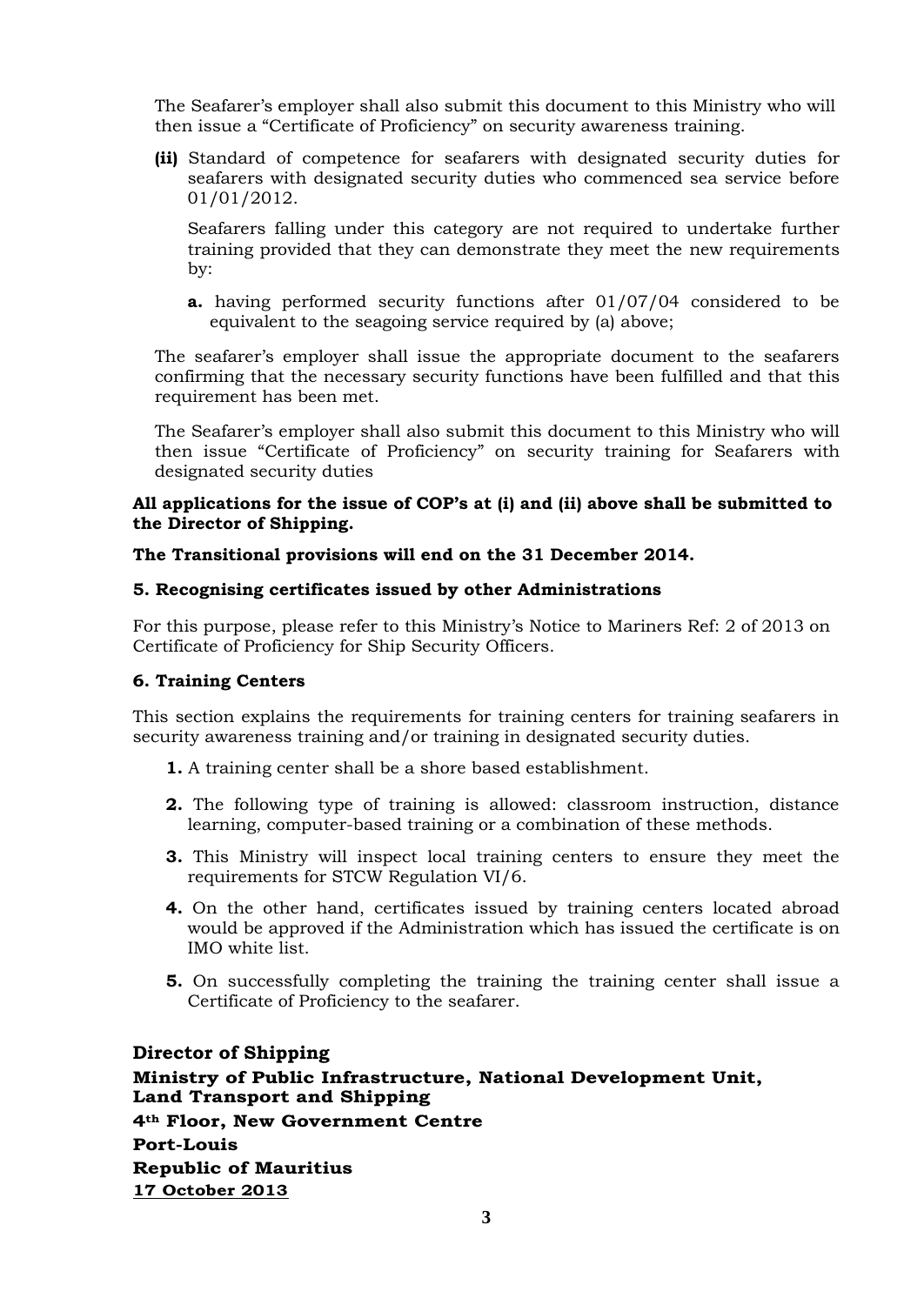The Seafarer's employer shall also submit this document to this Ministry who will then issue a "Certificate of Proficiency" on security awareness training.

**(ii)** Standard of competence for seafarers with designated security duties for seafarers with designated security duties who commenced sea service before 01/01/2012.

Seafarers falling under this category are not required to undertake further training provided that they can demonstrate they meet the new requirements by:

**a.** having performed security functions after 01/07/04 considered to be equivalent to the seagoing service required by (a) above;

The seafarer's employer shall issue the appropriate document to the seafarers confirming that the necessary security functions have been fulfilled and that this requirement has been met.

The Seafarer's employer shall also submit this document to this Ministry who will then issue "Certificate of Proficiency" on security training for Seafarers with designated security duties

**All applications for the issue of COP's at (i) and (ii) above shall be submitted to the Director of Shipping.**

**The Transitional provisions will end on the 31 December 2014.**

### 5. Recognising certificates issued by other Administrations

For this purpose, please refer to this Ministry's Notice to Mariners Ref: 2 of 2013 on Certificate of Proficiency for Ship Security Officers.

### 6. Training Centers

This section explains the requirements for training centers for training seafarers in security awareness training and/or training in designated security duties.

1. A training center shall be a shore based establishment.
2. The following type of training is allowed: classroom instruction, distance learning, computer-based training or a combination of these methods.
3. This Ministry will inspect local training centers to ensure they meet the requirements for STCW Regulation VI/6.
4. On the other hand, certificates issued by training centers located abroad would be approved if the Administration which has issued the certificate is on IMO white list.
5. On successfully completing the training the training center shall issue a Certificate of Proficiency to the seafarer.

**Director of Shipping**
**Ministry of Public Infrastructure, National Development Unit, Land Transport and Shipping**
**4th Floor, New Government Centre**
**Port-Louis**
**Republic of Mauritius**
**17 October 2013**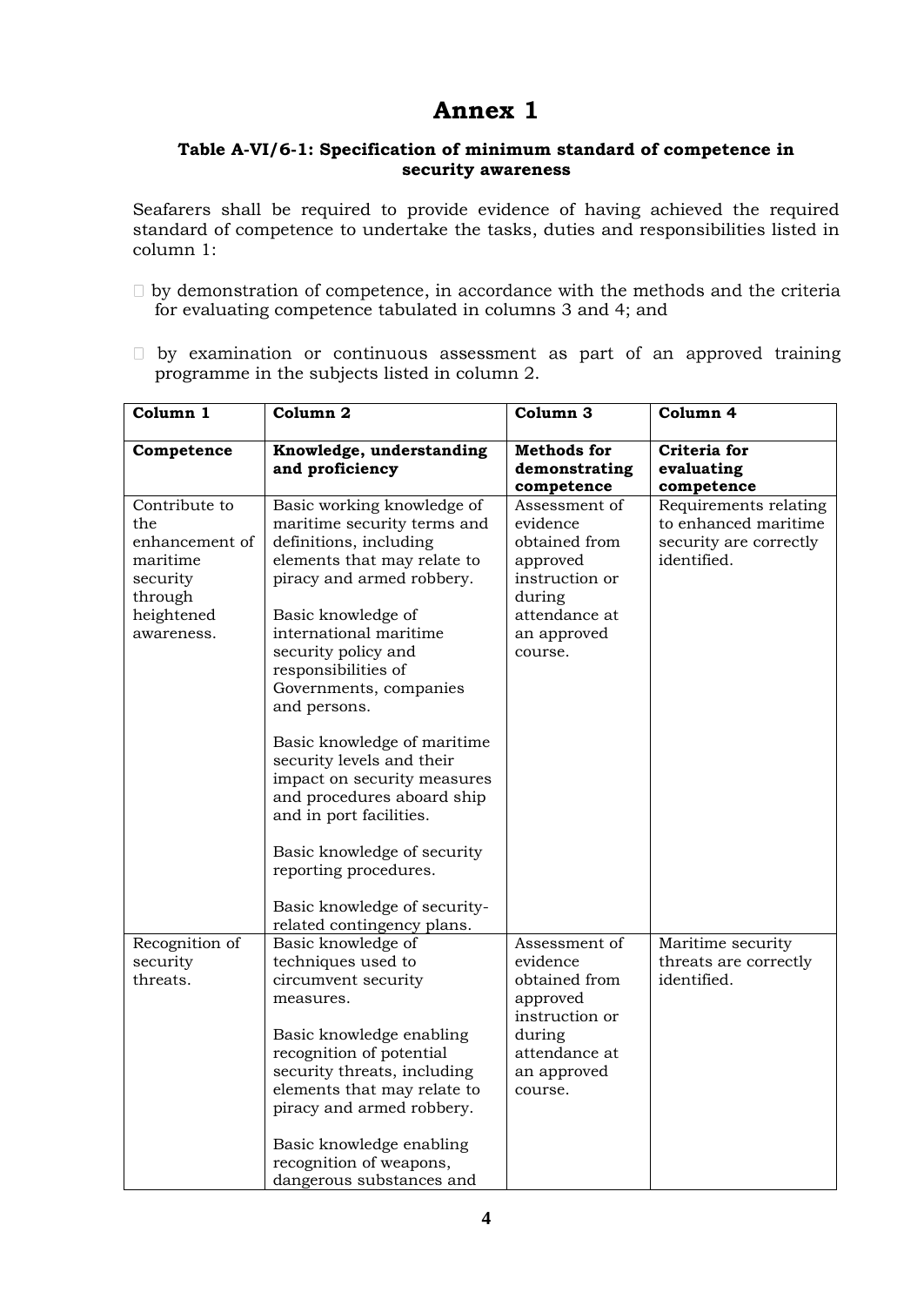# Annex 1

### Table A-VI/6-1: Specification of minimum standard of competence in security awareness

Seafarers shall be required to provide evidence of having achieved the required standard of competence to undertake the tasks, duties and responsibilities listed in column 1:

- by demonstration of competence, in accordance with the methods and the criteria for evaluating competence tabulated in columns 3 and 4; and
- by examination or continuous assessment as part of an approved training programme in the subjects listed in column 2.

| Column 1 | Column 2 | Column 3 | Column 4 |
|---|---|---|---|
| **Competence** | **Knowledge, understanding and proficiency** | **Methods for demonstrating competence** | **Criteria for evaluating competence** |
| Contribute to the enhancement of maritime security through heightened awareness. | Basic working knowledge of maritime security terms and definitions, including elements that may relate to piracy and armed robbery.<br><br>Basic knowledge of international maritime security policy and responsibilities of Governments, companies and persons.<br><br>Basic knowledge of maritime security levels and their impact on security measures and procedures aboard ship and in port facilities.<br><br>Basic knowledge of security reporting procedures.<br><br>Basic knowledge of security-related contingency plans. | Assessment of evidence obtained from approved instruction or during attendance at an approved course. | Requirements relating to enhanced maritime security are correctly identified. |
| Recognition of security threats. | Basic knowledge of techniques used to circumvent security measures.<br><br>Basic knowledge enabling recognition of potential security threats, including elements that may relate to piracy and armed robbery.<br><br>Basic knowledge enabling recognition of weapons, dangerous substances and | Assessment of evidence obtained from approved instruction or during attendance at an approved course. | Maritime security threats are correctly identified. |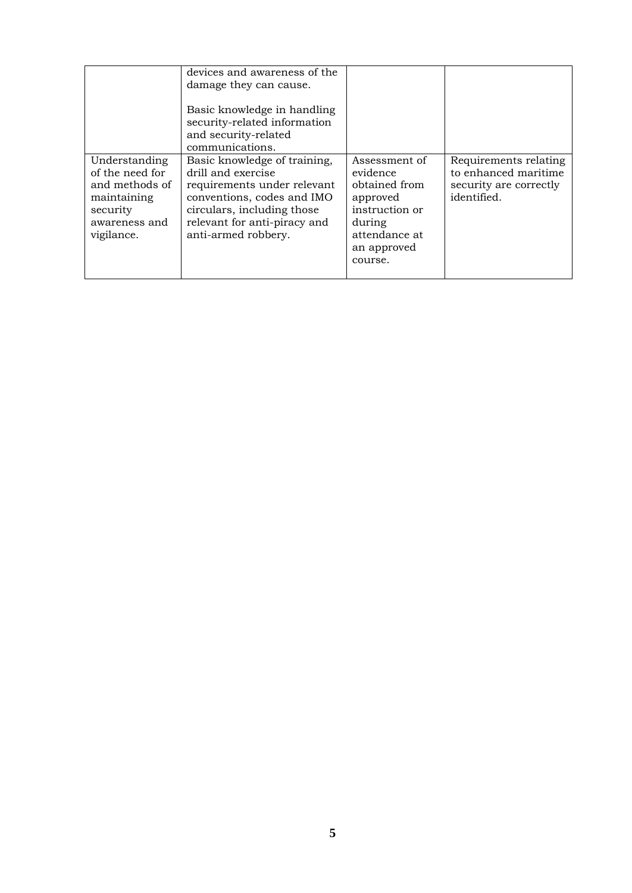| | | | |
|---|---|---|---|
| | devices and awareness of the damage they can cause.<br><br>Basic knowledge in handling security-related information and security-related communications. | | |
| Understanding of the need for and methods of maintaining security awareness and vigilance. | Basic knowledge of training, drill and exercise requirements under relevant conventions, codes and IMO circulars, including those relevant for anti-piracy and anti-armed robbery. | Assessment of evidence obtained from approved instruction or during attendance at an approved course. | Requirements relating to enhanced maritime security are correctly identified. |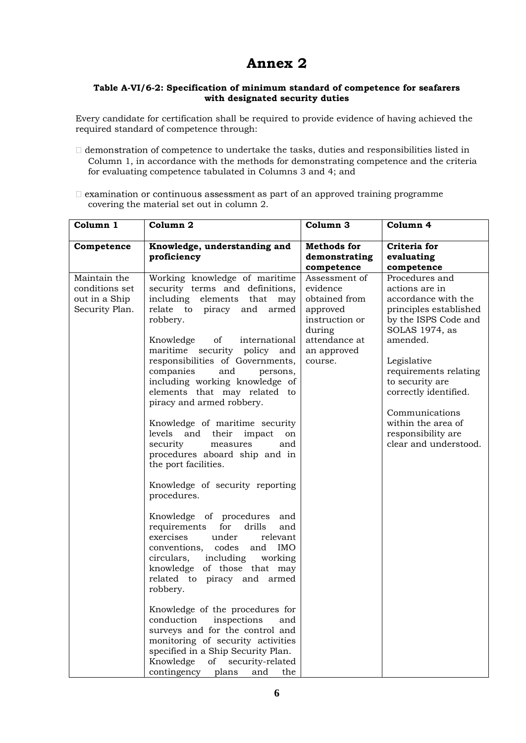# Annex 2

**Table A-VI/6-2: Specification of minimum standard of competence for seafarers with designated security duties**

Every candidate for certification shall be required to provide evidence of having achieved the required standard of competence through:

- demonstration of competence to undertake the tasks, duties and responsibilities listed in Column 1, in accordance with the methods for demonstrating competence and the criteria for evaluating competence tabulated in Columns 3 and 4; and

- examination or continuous assessment as part of an approved training programme covering the material set out in column 2.

| Column 1 | Column 2 | Column 3 | Column 4 |
|---|---|---|---|
| **Competence** | **Knowledge, understanding and proficiency** | **Methods for demonstrating competence** | **Criteria for evaluating competence** |
| Maintain the conditions set out in a Ship Security Plan. | Working knowledge of maritime security terms and definitions, including elements that may relate to piracy and armed robbery.<br><br>Knowledge of international maritime security policy and responsibilities of Governments, companies and persons, including working knowledge of elements that may related to piracy and armed robbery.<br><br>Knowledge of maritime security levels and their impact on security measures and procedures aboard ship and in the port facilities.<br><br>Knowledge of security reporting procedures.<br><br>Knowledge of procedures and requirements for drills and exercises under relevant conventions, codes and IMO circulars, including working knowledge of those that may related to piracy and armed robbery.<br><br>Knowledge of the procedures for conduction inspections and surveys and for the control and monitoring of security activities specified in a Ship Security Plan.<br>Knowledge of security-related contingency plans and the | Assessment of evidence obtained from approved instruction or during attendance at an approved course. | Procedures and actions are in accordance with the principles established by the ISPS Code and SOLAS 1974, as amended.<br><br>Legislative requirements relating to security are correctly identified.<br><br>Communications within the area of responsibility are clear and understood. |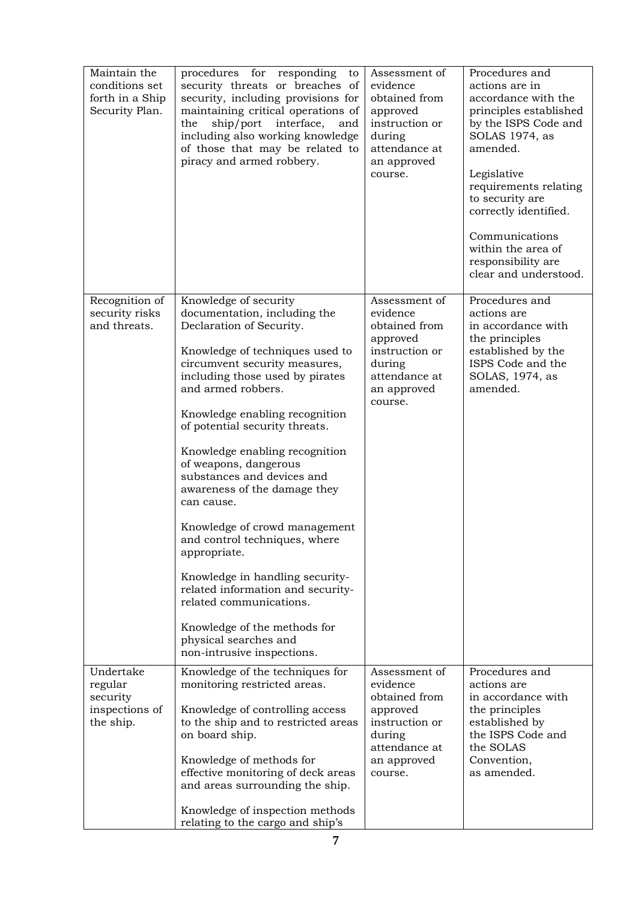| Maintain the conditions set forth in a Ship Security Plan. | procedures for responding to security threats or breaches of security, including provisions for maintaining critical operations of the ship/port interface, and including also working knowledge of those that may be related to piracy and armed robbery. | Assessment of evidence obtained from approved instruction or during attendance at an approved course. | Procedures and actions are in accordance with the principles established by the ISPS Code and SOLAS 1974, as amended.<br><br>Legislative requirements relating to security are correctly identified.<br><br>Communications within the area of responsibility are clear and understood. |
|---|---|---|---|
| Recognition of security risks and threats. | Knowledge of security documentation, including the Declaration of Security.<br><br>Knowledge of techniques used to circumvent security measures, including those used by pirates and armed robbers.<br><br>Knowledge enabling recognition of potential security threats.<br><br>Knowledge enabling recognition of weapons, dangerous substances and devices and awareness of the damage they can cause.<br><br>Knowledge of crowd management and control techniques, where appropriate.<br><br>Knowledge in handling security-related information and security-related communications.<br><br>Knowledge of the methods for physical searches and non-intrusive inspections. | Assessment of evidence obtained from approved instruction or during attendance at an approved course. | Procedures and actions are in accordance with the principles established by the ISPS Code and the SOLAS, 1974, as amended. |
| Undertake regular security inspections of the ship. | Knowledge of the techniques for monitoring restricted areas.<br><br>Knowledge of controlling access to the ship and to restricted areas on board ship.<br><br>Knowledge of methods for effective monitoring of deck areas and areas surrounding the ship.<br><br>Knowledge of inspection methods relating to the cargo and ship's | Assessment of evidence obtained from approved instruction or during attendance at an approved course. | Procedures and actions are in accordance with the principles established by the ISPS Code and the SOLAS Convention, as amended. |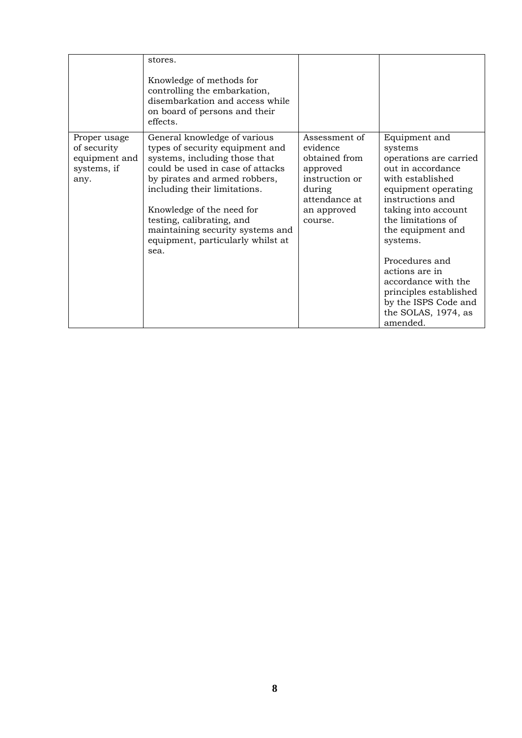| | | | |
|---|---|---|---|
| | stores.<br><br>Knowledge of methods for controlling the embarkation, disembarkation and access while on board of persons and their effects. | | |
| Proper usage of security equipment and systems, if any. | General knowledge of various types of security equipment and systems, including those that could be used in case of attacks by pirates and armed robbers, including their limitations.<br><br>Knowledge of the need for testing, calibrating, and maintaining security systems and equipment, particularly whilst at sea. | Assessment of evidence obtained from approved instruction or during attendance at an approved course. | Equipment and systems operations are carried out in accordance with established equipment operating instructions and taking into account the limitations of the equipment and systems.<br><br>Procedures and actions are in accordance with the principles established by the ISPS Code and the SOLAS, 1974, as amended. |